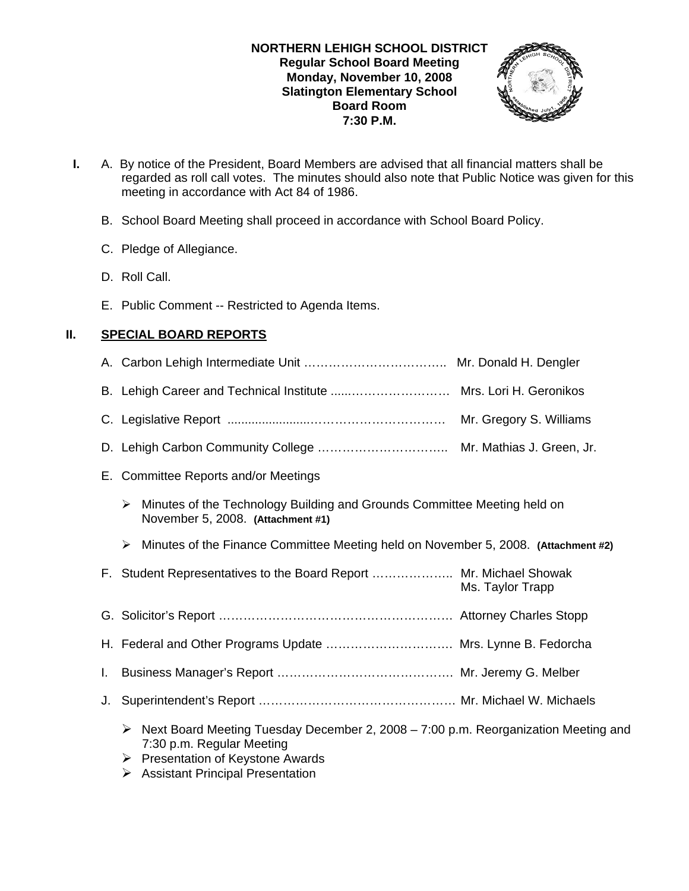**NORTHERN LEHIGH SCHOOL DISTRICT**
**Regular School Board Meeting**
**Monday, November 10, 2008**
**Slatington Elementary School**
**Board Room**
**7:30 P.M.**

**I.**

A. By notice of the President, Board Members are advised that all financial matters shall be regarded as roll call votes. The minutes should also note that Public Notice was given for this meeting in accordance with Act 84 of 1986.

B. School Board Meeting shall proceed in accordance with School Board Policy.

C. Pledge of Allegiance.

D. Roll Call.

E. Public Comment -- Restricted to Agenda Items.

## II. SPECIAL BOARD REPORTS

A. Carbon Lehigh Intermediate Unit …………………………….. Mr. Donald H. Dengler

B. Lehigh Career and Technical Institute .....…………………… Mrs. Lori H. Geronikos

C. Legislative Report .......................…………………………… Mr. Gregory S. Williams

D. Lehigh Carbon Community College ………………………….. Mr. Mathias J. Green, Jr.

E. Committee Reports and/or Meetings

- Minutes of the Technology Building and Grounds Committee Meeting held on November 5, 2008. **(Attachment #1)**
- Minutes of the Finance Committee Meeting held on November 5, 2008. **(Attachment #2)**

F. Student Representatives to the Board Report ……………….. Mr. Michael Showak
Ms. Taylor Trapp

G. Solicitor's Report ………………………………………………. Attorney Charles Stopp

H. Federal and Other Programs Update …………………………. Mrs. Lynne B. Fedorcha

I. Business Manager's Report …………………………………… Mr. Jeremy G. Melber

J. Superintendent's Report ………………………………………. Mr. Michael W. Michaels

- Next Board Meeting Tuesday December 2, 2008 – 7:00 p.m. Reorganization Meeting and 7:30 p.m. Regular Meeting
- Presentation of Keystone Awards
- Assistant Principal Presentation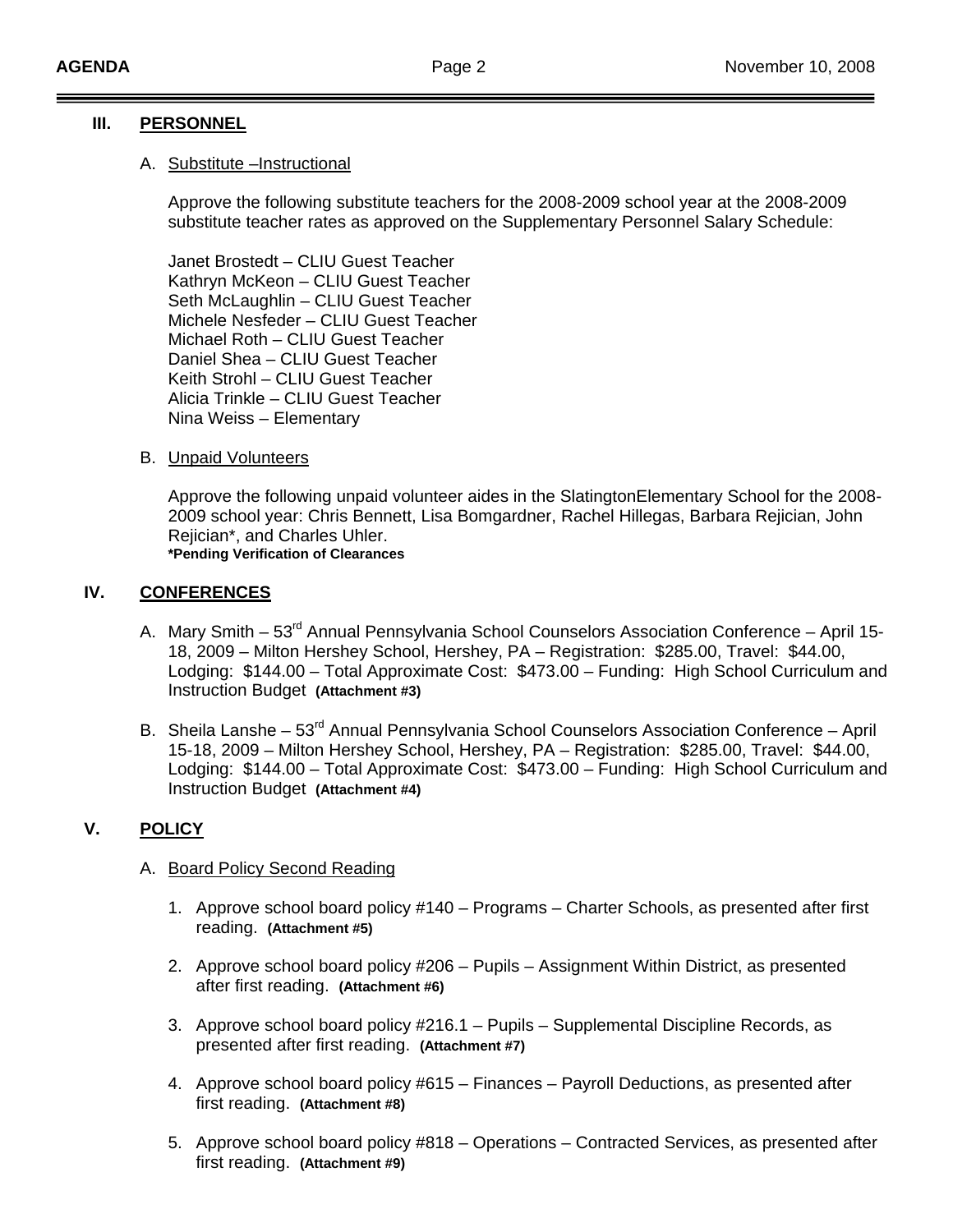## III. PERSONNEL

A. Substitute –Instructional

Approve the following substitute teachers for the 2008-2009 school year at the 2008-2009 substitute teacher rates as approved on the Supplementary Personnel Salary Schedule:

Janet Brostedt – CLIU Guest Teacher
Kathryn McKeon – CLIU Guest Teacher
Seth McLaughlin – CLIU Guest Teacher
Michele Nesfeder – CLIU Guest Teacher
Michael Roth – CLIU Guest Teacher
Daniel Shea – CLIU Guest Teacher
Keith Strohl – CLIU Guest Teacher
Alicia Trinkle – CLIU Guest Teacher
Nina Weiss – Elementary

B. Unpaid Volunteers

Approve the following unpaid volunteer aides in the SlatingtonElementary School for the 2008-2009 school year: Chris Bennett, Lisa Bomgardner, Rachel Hillegas, Barbara Rejician, John Rejician*, and Charles Uhler.
**\*Pending Verification of Clearances**

## IV. CONFERENCES

A. Mary Smith – 53rd Annual Pennsylvania School Counselors Association Conference – April 15-18, 2009 – Milton Hershey School, Hershey, PA – Registration: $285.00, Travel: $44.00, Lodging: $144.00 – Total Approximate Cost: $473.00 – Funding: High School Curriculum and Instruction Budget **(Attachment #3)**

B. Sheila Lanshe – 53rd Annual Pennsylvania School Counselors Association Conference – April 15-18, 2009 – Milton Hershey School, Hershey, PA – Registration: $285.00, Travel: $44.00, Lodging: $144.00 – Total Approximate Cost: $473.00 – Funding: High School Curriculum and Instruction Budget **(Attachment #4)**

## V. POLICY

A. Board Policy Second Reading

1. Approve school board policy #140 – Programs – Charter Schools, as presented after first reading. **(Attachment #5)**
2. Approve school board policy #206 – Pupils – Assignment Within District, as presented after first reading. **(Attachment #6)**
3. Approve school board policy #216.1 – Pupils – Supplemental Discipline Records, as presented after first reading. **(Attachment #7)**
4. Approve school board policy #615 – Finances – Payroll Deductions, as presented after first reading. **(Attachment #8)**
5. Approve school board policy #818 – Operations – Contracted Services, as presented after first reading. **(Attachment #9)**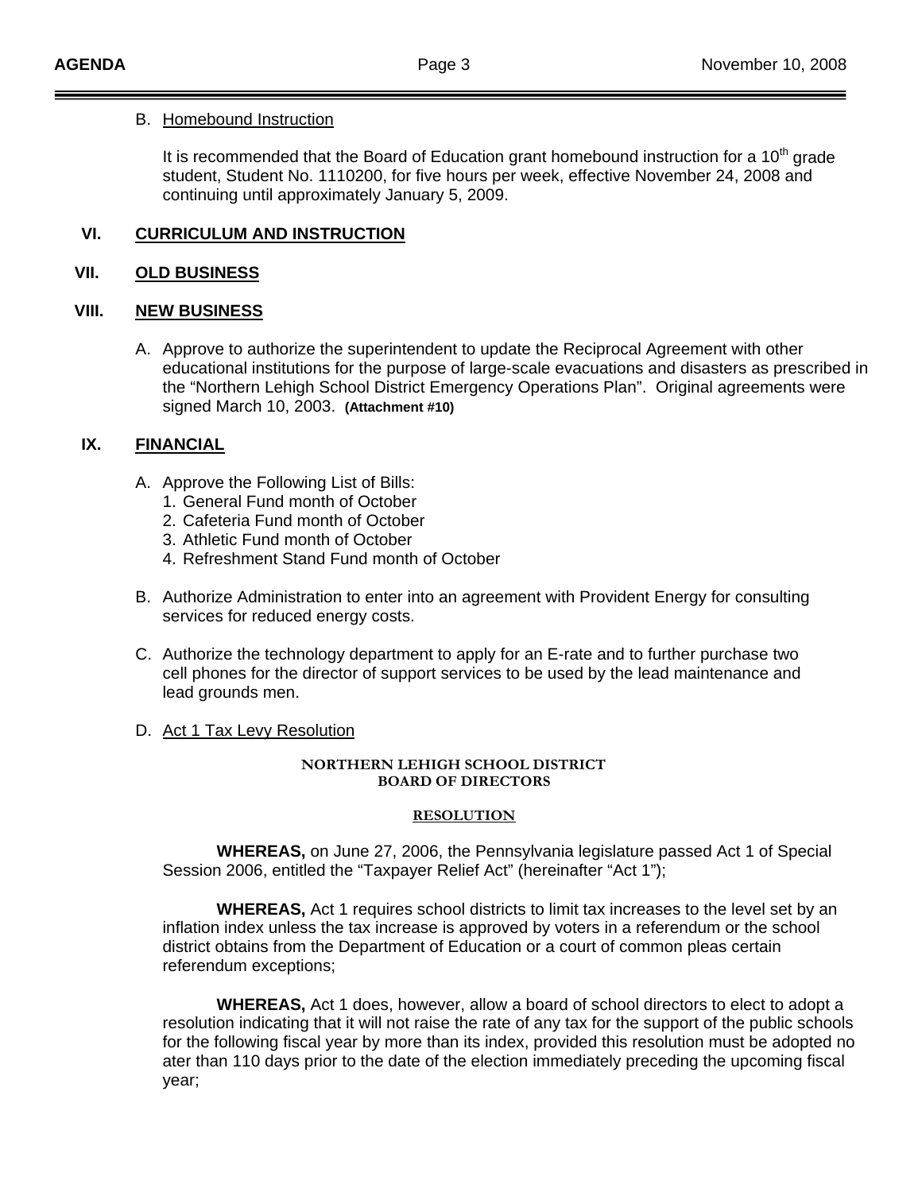B. Homebound Instruction

It is recommended that the Board of Education grant homebound instruction for a 10th grade student, Student No. 1110200, for five hours per week, effective November 24, 2008 and continuing until approximately January 5, 2009.

## VI. CURRICULUM AND INSTRUCTION

## VII. OLD BUSINESS

## VIII. NEW BUSINESS

A. Approve to authorize the superintendent to update the Reciprocal Agreement with other educational institutions for the purpose of large-scale evacuations and disasters as prescribed in the "Northern Lehigh School District Emergency Operations Plan". Original agreements were signed March 10, 2003. **(Attachment #10)**

## IX. FINANCIAL

A. Approve the Following List of Bills:
   1. General Fund month of October
   2. Cafeteria Fund month of October
   3. Athletic Fund month of October
   4. Refreshment Stand Fund month of October

B. Authorize Administration to enter into an agreement with Provident Energy for consulting services for reduced energy costs.

C. Authorize the technology department to apply for an E-rate and to further purchase two cell phones for the director of support services to be used by the lead maintenance and lead grounds men.

D. Act 1 Tax Levy Resolution

**NORTHERN LEHIGH SCHOOL DISTRICT**
**BOARD OF DIRECTORS**

**RESOLUTION**

**WHEREAS,** on June 27, 2006, the Pennsylvania legislature passed Act 1 of Special Session 2006, entitled the "Taxpayer Relief Act" (hereinafter "Act 1");

**WHEREAS,** Act 1 requires school districts to limit tax increases to the level set by an inflation index unless the tax increase is approved by voters in a referendum or the school district obtains from the Department of Education or a court of common pleas certain referendum exceptions;

**WHEREAS,** Act 1 does, however, allow a board of school directors to elect to adopt a resolution indicating that it will not raise the rate of any tax for the support of the public schools for the following fiscal year by more than its index, provided this resolution must be adopted no ater than 110 days prior to the date of the election immediately preceding the upcoming fiscal year;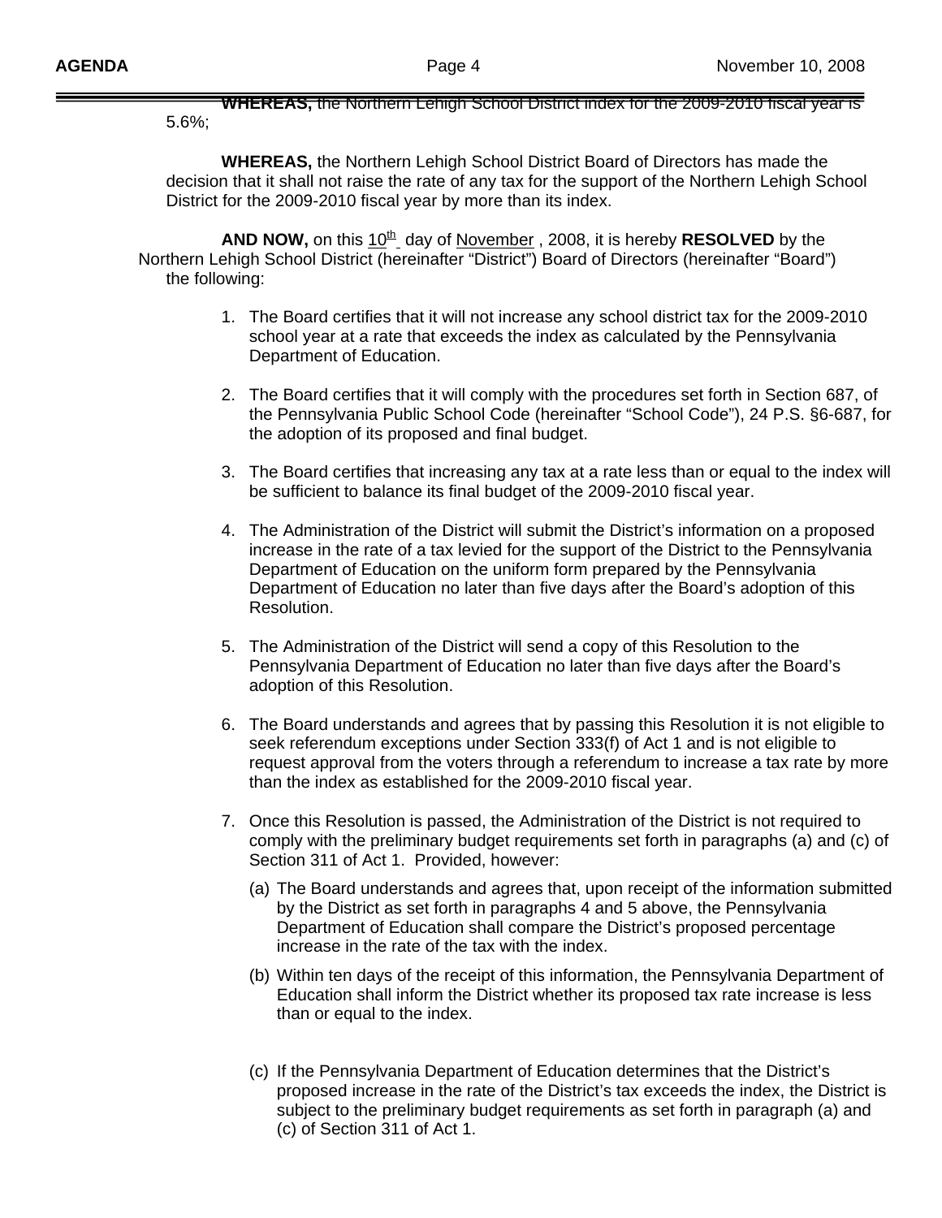**WHEREAS,** the Northern Lehigh School District index for the 2009-2010 fiscal year is 5.6%;

**WHEREAS,** the Northern Lehigh School District Board of Directors has made the decision that it shall not raise the rate of any tax for the support of the Northern Lehigh School District for the 2009-2010 fiscal year by more than its index.

**AND NOW,** on this 10th day of November , 2008, it is hereby **RESOLVED** by the Northern Lehigh School District (hereinafter "District") Board of Directors (hereinafter "Board") the following:

1. The Board certifies that it will not increase any school district tax for the 2009-2010 school year at a rate that exceeds the index as calculated by the Pennsylvania Department of Education.

2. The Board certifies that it will comply with the procedures set forth in Section 687, of the Pennsylvania Public School Code (hereinafter "School Code"), 24 P.S. §6-687, for the adoption of its proposed and final budget.

3. The Board certifies that increasing any tax at a rate less than or equal to the index will be sufficient to balance its final budget of the 2009-2010 fiscal year.

4. The Administration of the District will submit the District's information on a proposed increase in the rate of a tax levied for the support of the District to the Pennsylvania Department of Education on the uniform form prepared by the Pennsylvania Department of Education no later than five days after the Board's adoption of this Resolution.

5. The Administration of the District will send a copy of this Resolution to the Pennsylvania Department of Education no later than five days after the Board's adoption of this Resolution.

6. The Board understands and agrees that by passing this Resolution it is not eligible to seek referendum exceptions under Section 333(f) of Act 1 and is not eligible to request approval from the voters through a referendum to increase a tax rate by more than the index as established for the 2009-2010 fiscal year.

7. Once this Resolution is passed, the Administration of the District is not required to comply with the preliminary budget requirements set forth in paragraphs (a) and (c) of Section 311 of Act 1. Provided, however:

   (a) The Board understands and agrees that, upon receipt of the information submitted by the District as set forth in paragraphs 4 and 5 above, the Pennsylvania Department of Education shall compare the District's proposed percentage increase in the rate of the tax with the index.

   (b) Within ten days of the receipt of this information, the Pennsylvania Department of Education shall inform the District whether its proposed tax rate increase is less than or equal to the index.

   (c) If the Pennsylvania Department of Education determines that the District's proposed increase in the rate of the District's tax exceeds the index, the District is subject to the preliminary budget requirements as set forth in paragraph (a) and (c) of Section 311 of Act 1.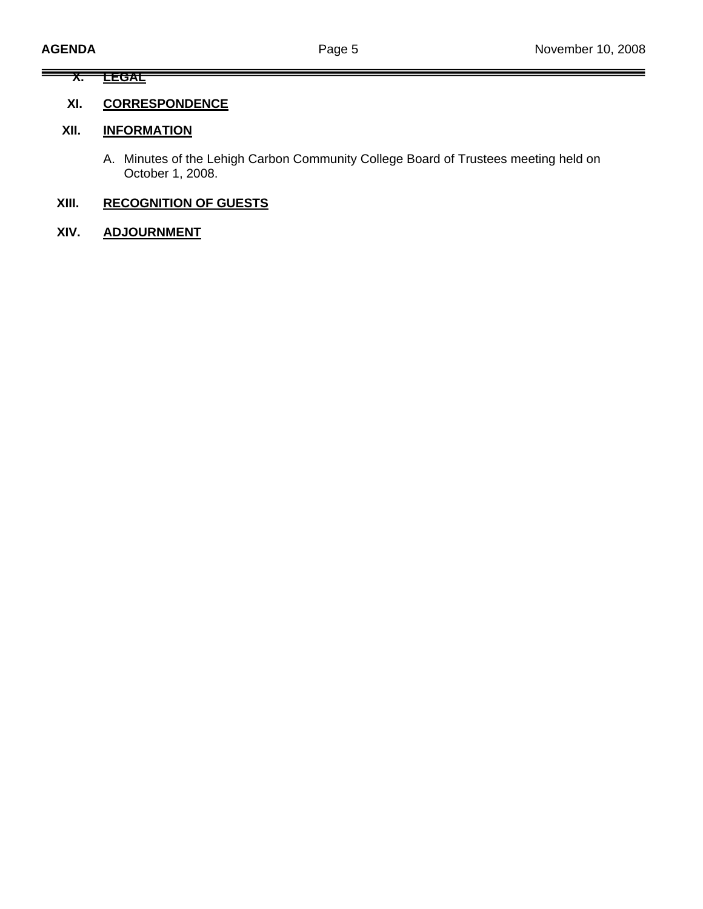**X. LEGAL**

**XI. CORRESPONDENCE**

**XII. INFORMATION**

A. Minutes of the Lehigh Carbon Community College Board of Trustees meeting held on October 1, 2008.

**XIII. RECOGNITION OF GUESTS**

**XIV. ADJOURNMENT**